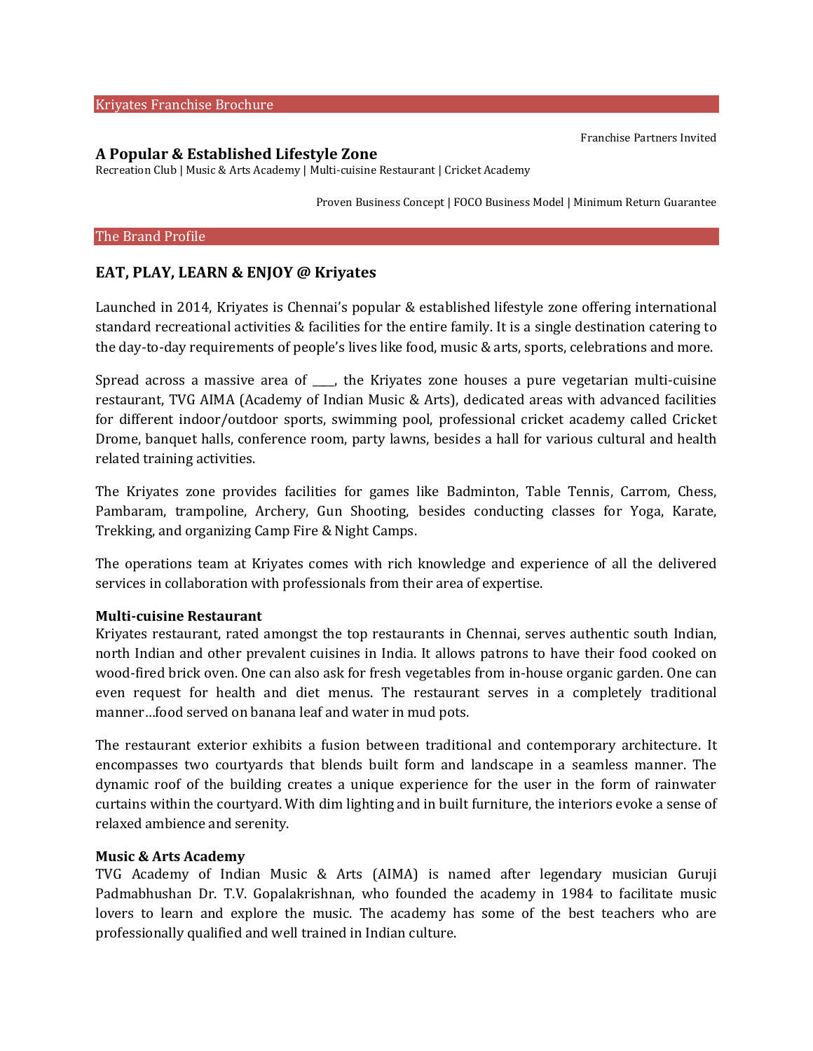## Kriyates Franchise Brochure

Franchise Partners Invited

### A Popular & Established Lifestyle Zone

Recreation Club | Music & Arts Academy | Multi-cuisine Restaurant | Cricket Academy

Proven Business Concept | FOCO Business Model | Minimum Return Guarantee

## The Brand Profile

### EAT, PLAY, LEARN & ENJOY @ Kriyates

Launched in 2014, Kriyates is Chennai's popular & established lifestyle zone offering international standard recreational activities & facilities for the entire family. It is a single destination catering to the day-to-day requirements of people's lives like food, music & arts, sports, celebrations and more.

Spread across a massive area of ____, the Kriyates zone houses a pure vegetarian multi-cuisine restaurant, TVG AIMA (Academy of Indian Music & Arts), dedicated areas with advanced facilities for different indoor/outdoor sports, swimming pool, professional cricket academy called Cricket Drome, banquet halls, conference room, party lawns, besides a hall for various cultural and health related training activities.

The Kriyates zone provides facilities for games like Badminton, Table Tennis, Carrom, Chess, Pambaram, trampoline, Archery, Gun Shooting, besides conducting classes for Yoga, Karate, Trekking, and organizing Camp Fire & Night Camps.

The operations team at Kriyates comes with rich knowledge and experience of all the delivered services in collaboration with professionals from their area of expertise.

**Multi-cuisine Restaurant**

Kriyates restaurant, rated amongst the top restaurants in Chennai, serves authentic south Indian, north Indian and other prevalent cuisines in India. It allows patrons to have their food cooked on wood-fired brick oven. One can also ask for fresh vegetables from in-house organic garden. One can even request for health and diet menus. The restaurant serves in a completely traditional manner…food served on banana leaf and water in mud pots.

The restaurant exterior exhibits a fusion between traditional and contemporary architecture. It encompasses two courtyards that blends built form and landscape in a seamless manner. The dynamic roof of the building creates a unique experience for the user in the form of rainwater curtains within the courtyard. With dim lighting and in built furniture, the interiors evoke a sense of relaxed ambience and serenity.

**Music & Arts Academy**

TVG Academy of Indian Music & Arts (AIMA) is named after legendary musician Guruji Padmabhushan Dr. T.V. Gopalakrishnan, who founded the academy in 1984 to facilitate music lovers to learn and explore the music. The academy has some of the best teachers who are professionally qualified and well trained in Indian culture.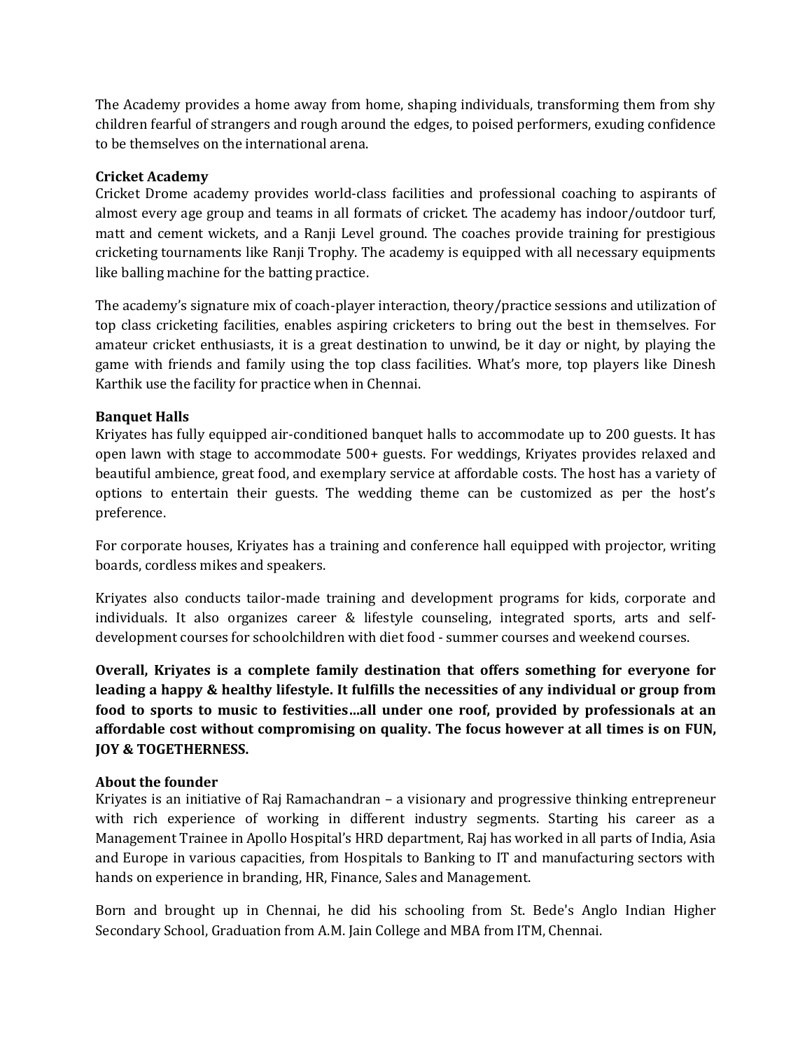The Academy provides a home away from home, shaping individuals, transforming them from shy children fearful of strangers and rough around the edges, to poised performers, exuding confidence to be themselves on the international arena.

**Cricket Academy**

Cricket Drome academy provides world-class facilities and professional coaching to aspirants of almost every age group and teams in all formats of cricket. The academy has indoor/outdoor turf, matt and cement wickets, and a Ranji Level ground. The coaches provide training for prestigious cricketing tournaments like Ranji Trophy. The academy is equipped with all necessary equipments like balling machine for the batting practice.

The academy's signature mix of coach-player interaction, theory/practice sessions and utilization of top class cricketing facilities, enables aspiring cricketers to bring out the best in themselves. For amateur cricket enthusiasts, it is a great destination to unwind, be it day or night, by playing the game with friends and family using the top class facilities. What's more, top players like Dinesh Karthik use the facility for practice when in Chennai.

**Banquet Halls**

Kriyates has fully equipped air-conditioned banquet halls to accommodate up to 200 guests. It has open lawn with stage to accommodate 500+ guests. For weddings, Kriyates provides relaxed and beautiful ambience, great food, and exemplary service at affordable costs. The host has a variety of options to entertain their guests. The wedding theme can be customized as per the host's preference.

For corporate houses, Kriyates has a training and conference hall equipped with projector, writing boards, cordless mikes and speakers.

Kriyates also conducts tailor-made training and development programs for kids, corporate and individuals. It also organizes career & lifestyle counseling, integrated sports, arts and self-development courses for schoolchildren with diet food - summer courses and weekend courses.

**Overall, Kriyates is a complete family destination that offers something for everyone for leading a happy & healthy lifestyle. It fulfills the necessities of any individual or group from food to sports to music to festivities…all under one roof, provided by professionals at an affordable cost without compromising on quality. The focus however at all times is on FUN, JOY & TOGETHERNESS.**

**About the founder**

Kriyates is an initiative of Raj Ramachandran – a visionary and progressive thinking entrepreneur with rich experience of working in different industry segments. Starting his career as a Management Trainee in Apollo Hospital's HRD department, Raj has worked in all parts of India, Asia and Europe in various capacities, from Hospitals to Banking to IT and manufacturing sectors with hands on experience in branding, HR, Finance, Sales and Management.

Born and brought up in Chennai, he did his schooling from St. Bede's Anglo Indian Higher Secondary School, Graduation from A.M. Jain College and MBA from ITM, Chennai.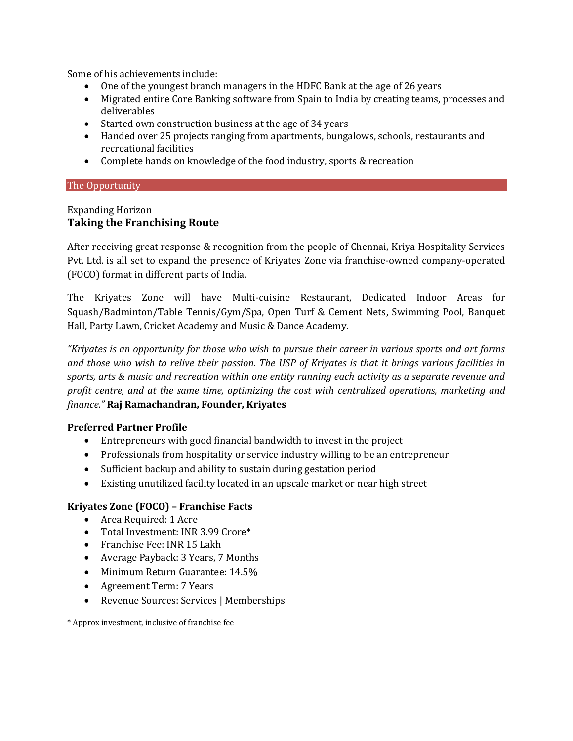Some of his achievements include:

- One of the youngest branch managers in the HDFC Bank at the age of 26 years
- Migrated entire Core Banking software from Spain to India by creating teams, processes and deliverables
- Started own construction business at the age of 34 years
- Handed over 25 projects ranging from apartments, bungalows, schools, restaurants and recreational facilities
- Complete hands on knowledge of the food industry, sports & recreation

## The Opportunity

Expanding Horizon

### Taking the Franchising Route

After receiving great response & recognition from the people of Chennai, Kriya Hospitality Services Pvt. Ltd. is all set to expand the presence of Kriyates Zone via franchise-owned company-operated (FOCO) format in different parts of India.

The Kriyates Zone will have Multi-cuisine Restaurant, Dedicated Indoor Areas for Squash/Badminton/Table Tennis/Gym/Spa, Open Turf & Cement Nets, Swimming Pool, Banquet Hall, Party Lawn, Cricket Academy and Music & Dance Academy.

*"Kriyates is an opportunity for those who wish to pursue their career in various sports and art forms and those who wish to relive their passion. The USP of Kriyates is that it brings various facilities in sports, arts & music and recreation within one entity running each activity as a separate revenue and profit centre, and at the same time, optimizing the cost with centralized operations, marketing and finance."* **Raj Ramachandran, Founder, Kriyates**

**Preferred Partner Profile**

- Entrepreneurs with good financial bandwidth to invest in the project
- Professionals from hospitality or service industry willing to be an entrepreneur
- Sufficient backup and ability to sustain during gestation period
- Existing unutilized facility located in an upscale market or near high street

**Kriyates Zone (FOCO) – Franchise Facts**

- Area Required: 1 Acre
- Total Investment: INR 3.99 Crore*
- Franchise Fee: INR 15 Lakh
- Average Payback: 3 Years, 7 Months
- Minimum Return Guarantee: 14.5%
- Agreement Term: 7 Years
- Revenue Sources: Services | Memberships

\* Approx investment, inclusive of franchise fee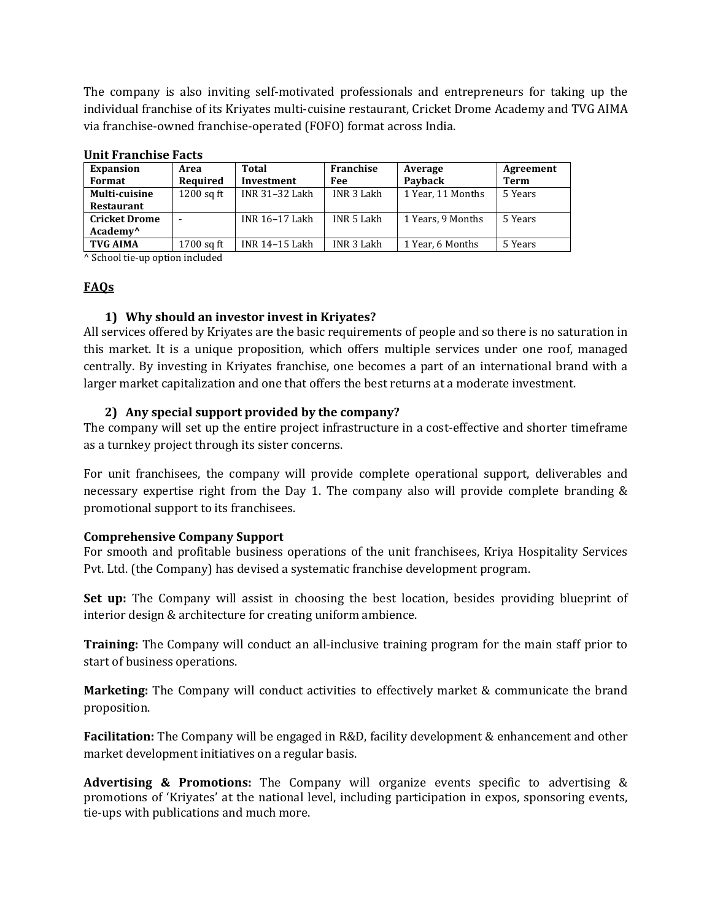The company is also inviting self-motivated professionals and entrepreneurs for taking up the individual franchise of its Kriyates multi-cuisine restaurant, Cricket Drome Academy and TVG AIMA via franchise-owned franchise-operated (FOFO) format across India.

**Unit Franchise Facts**

| Expansion Format | Area Required | Total Investment | Franchise Fee | Average Payback | Agreement Term |
|---|---|---|---|---|---|
| **Multi-cuisine Restaurant** | 1200 sq ft | INR 31–32 Lakh | INR 3 Lakh | 1 Year, 11 Months | 5 Years |
| **Cricket Drome Academy^** | - | INR 16–17 Lakh | INR 5 Lakh | 1 Years, 9 Months | 5 Years |
| **TVG AIMA** | 1700 sq ft | INR 14–15 Lakh | INR 3 Lakh | 1 Year, 6 Months | 5 Years |

^ School tie-up option included

## FAQs

### 1) Why should an investor invest in Kriyates?

All services offered by Kriyates are the basic requirements of people and so there is no saturation in this market. It is a unique proposition, which offers multiple services under one roof, managed centrally. By investing in Kriyates franchise, one becomes a part of an international brand with a larger market capitalization and one that offers the best returns at a moderate investment.

### 2) Any special support provided by the company?

The company will set up the entire project infrastructure in a cost-effective and shorter timeframe as a turnkey project through its sister concerns.

For unit franchisees, the company will provide complete operational support, deliverables and necessary expertise right from the Day 1. The company also will provide complete branding & promotional support to its franchisees.

**Comprehensive Company Support**

For smooth and profitable business operations of the unit franchisees, Kriya Hospitality Services Pvt. Ltd. (the Company) has devised a systematic franchise development program.

**Set up:** The Company will assist in choosing the best location, besides providing blueprint of interior design & architecture for creating uniform ambience.

**Training:** The Company will conduct an all-inclusive training program for the main staff prior to start of business operations.

**Marketing:** The Company will conduct activities to effectively market & communicate the brand proposition.

**Facilitation:** The Company will be engaged in R&D, facility development & enhancement and other market development initiatives on a regular basis.

**Advertising & Promotions:** The Company will organize events specific to advertising & promotions of 'Kriyates' at the national level, including participation in expos, sponsoring events, tie-ups with publications and much more.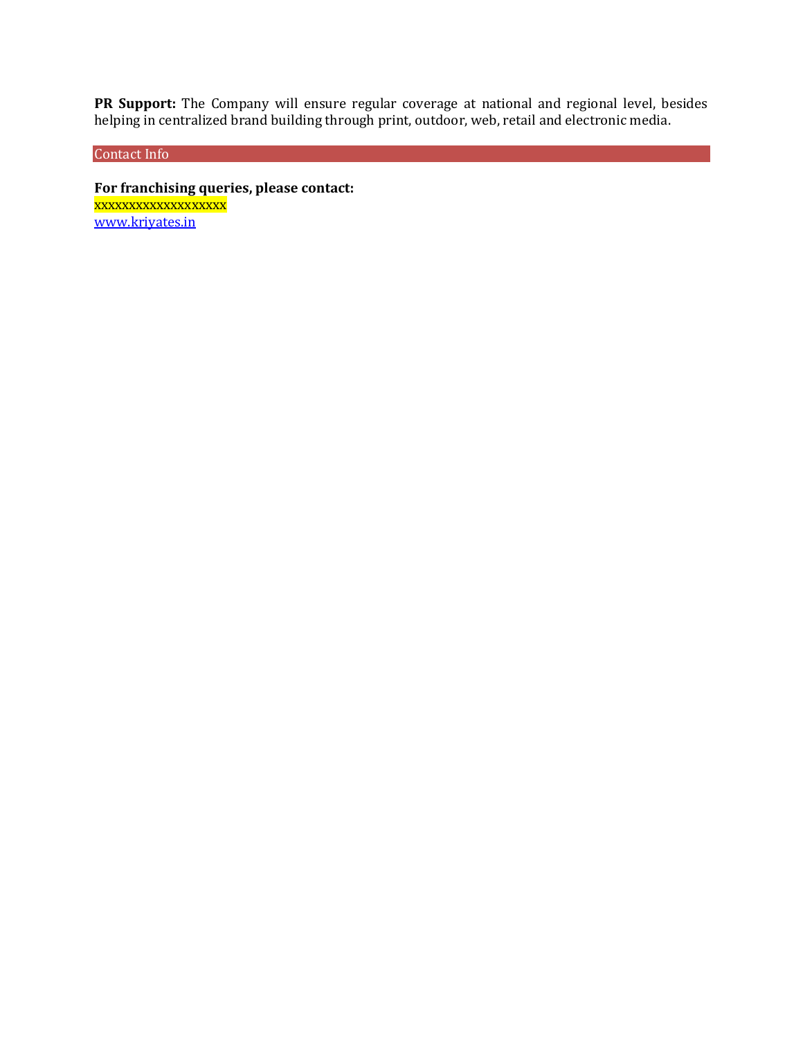**PR Support:** The Company will ensure regular coverage at national and regional level, besides helping in centralized brand building through print, outdoor, web, retail and electronic media.

## Contact Info

**For franchising queries, please contact:**
xxxxxxxxxxxxxxxxxxx
www.kriyates.in